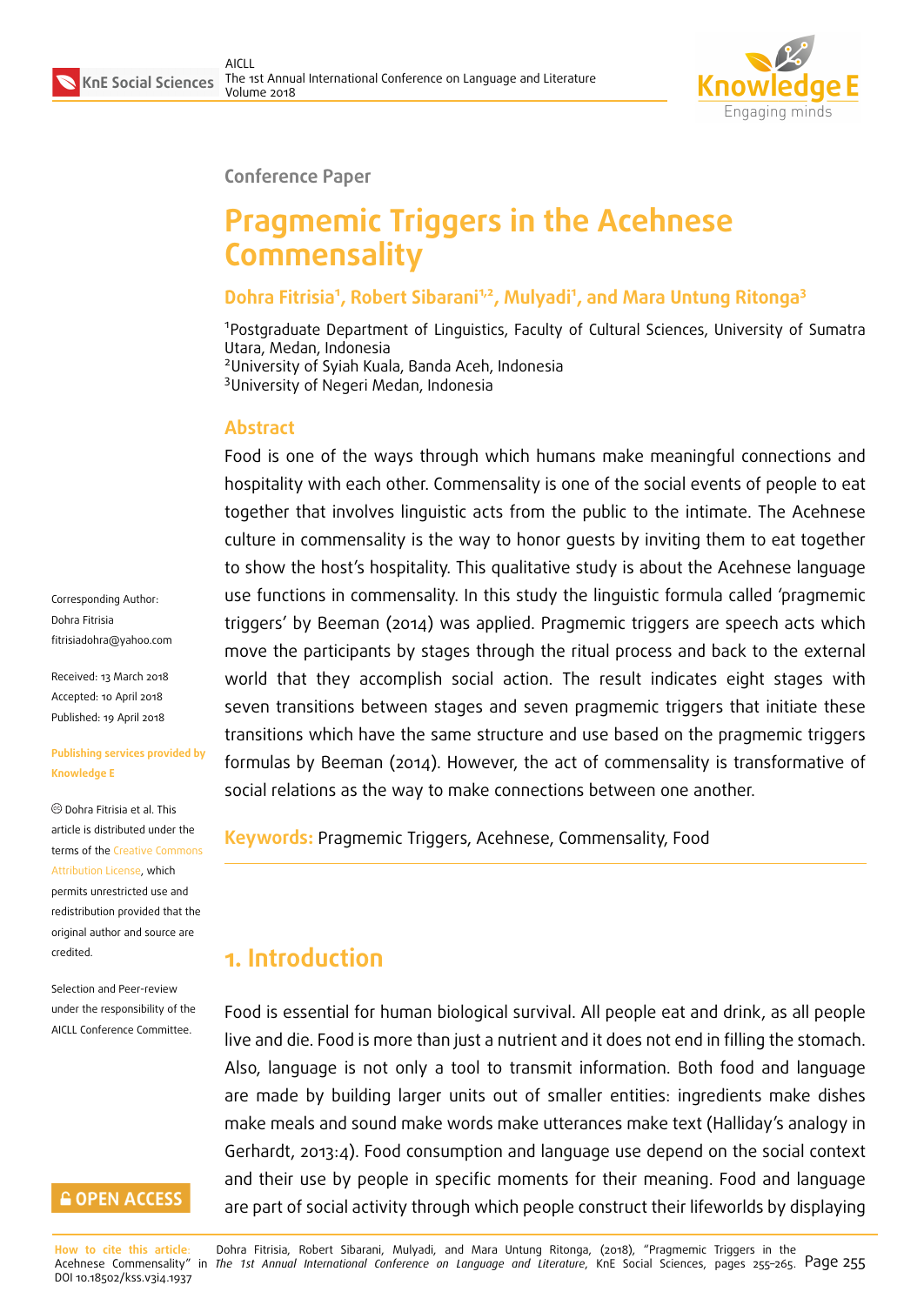Conference Paper

# Pragmemic Triggers in the Acehnese Commensality

**Dohra Fitrisia[1], Robert Sibarani[1,2], Mulyadi[1], and Mara Untung Ritonga[3]**

[1]Postgraduate Department of Linguistics, Faculty of Cultural Sciences, University of Sumatra Utara, Medan, Indonesia
[2]University of Syiah Kuala, Banda Aceh, Indonesia
[3]University of Negeri Medan, Indonesia

Corresponding Author:
Dohra Fitrisia
fitrisiadohra@yahoo.com

Received: 13 March 2018
Accepted: 10 April 2018
Published: 19 April 2018

Publishing services provided by Knowledge E

© Dohra Fitrisia et al. This article is distributed under the terms of the Creative Commons Attribution License, which permits unrestricted use and redistribution provided that the original author and source are credited.

Selection and Peer-review under the responsibility of the AICLL Conference Committee.

## Abstract

Food is one of the ways through which humans make meaningful connections and hospitality with each other. Commensality is one of the social events of people to eat together that involves linguistic acts from the public to the intimate. The Acehnese culture in commensality is the way to honor guests by inviting them to eat together to show the host's hospitality. This qualitative study is about the Acehnese language use functions in commensality. In this study the linguistic formula called 'pragmemic triggers' by Beeman (2014) was applied. Pragmemic triggers are speech acts which move the participants by stages through the ritual process and back to the external world that they accomplish social action. The result indicates eight stages with seven transitions between stages and seven pragmemic triggers that initiate these transitions which have the same structure and use based on the pragmemic triggers formulas by Beeman (2014). However, the act of commensality is transformative of social relations as the way to make connections between one another.

**Keywords:** Pragmemic Triggers, Acehnese, Commensality, Food

## 1. Introduction

Food is essential for human biological survival. All people eat and drink, as all people live and die. Food is more than just a nutrient and it does not end in filling the stomach. Also, language is not only a tool to transmit information. Both food and language are made by building larger units out of smaller entities: ingredients make dishes make meals and sound make words make utterances make text (Halliday's analogy in Gerhardt, 2013:4). Food consumption and language use depend on the social context and their use by people in specific moments for their meaning. Food and language are part of social activity through which people construct their lifeworlds by displaying

**How to cite this article**: Dohra Fitrisia, Robert Sibarani, Mulyadi, and Mara Untung Ritonga, (2018), "Pragmemic Triggers in the Acehnese Commensality" in *The 1st Annual International Conference on Language and Literature*, KnE Social Sciences, pages 255–265. DOI 10.18502/kss.v3i4.1937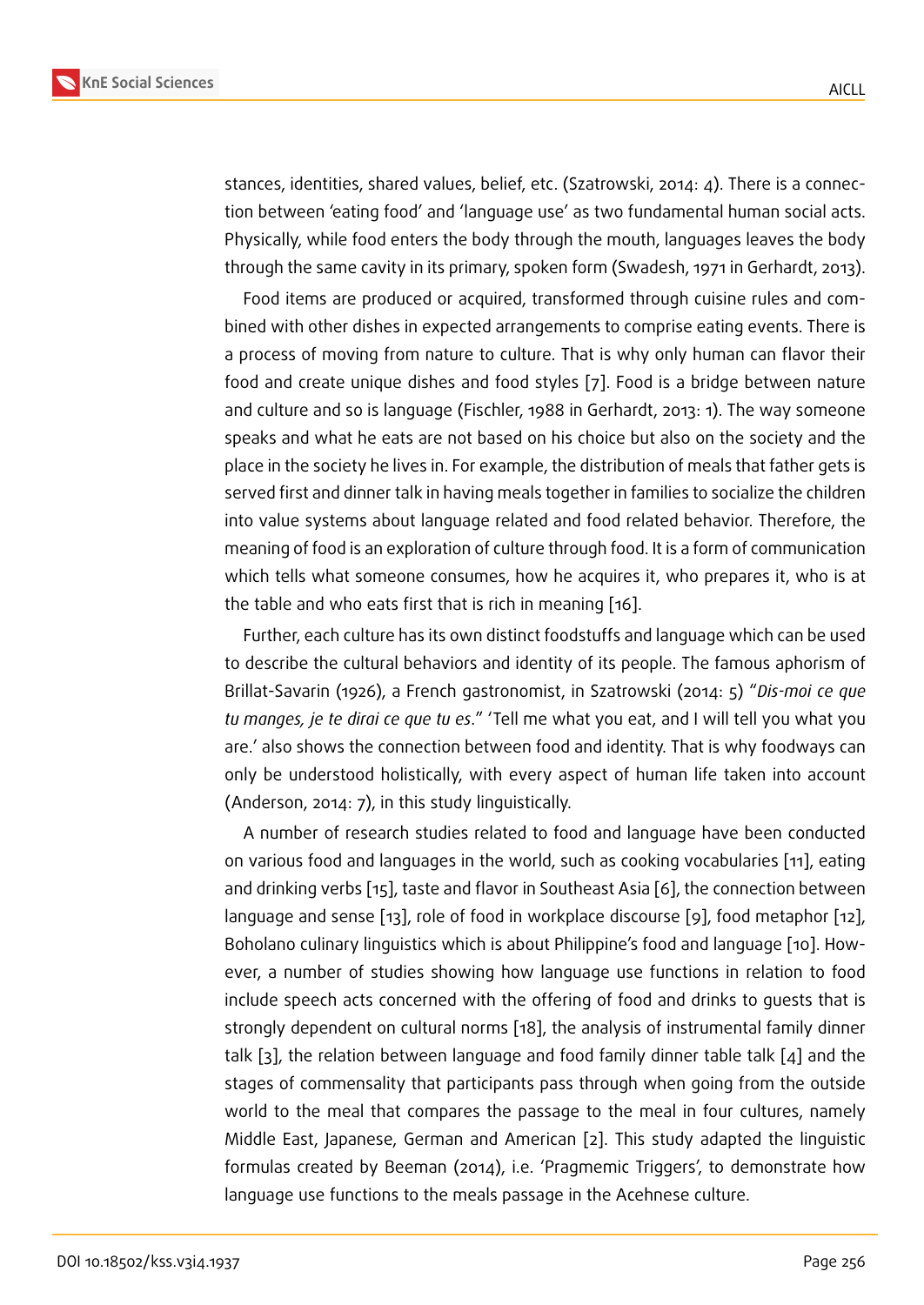stances, identities, shared values, belief, etc. (Szatrowski, 2014: 4). There is a connection between 'eating food' and 'language use' as two fundamental human social acts. Physically, while food enters the body through the mouth, languages leaves the body through the same cavity in its primary, spoken form (Swadesh, 1971 in Gerhardt, 2013).

Food items are produced or acquired, transformed through cuisine rules and combined with other dishes in expected arrangements to comprise eating events. There is a process of moving from nature to culture. That is why only human can flavor their food and create unique dishes and food styles [7]. Food is a bridge between nature and culture and so is language (Fischler, 1988 in Gerhardt, 2013: 1). The way someone speaks and what he eats are not based on his choice but also on the society and the place in the society he lives in. For example, the distribution of meals that father gets is served first and dinner talk in having meals together in families to socialize the children into value systems about language related and food related behavior. Therefore, the meaning of food is an exploration of culture through food. It is a form of communication which tells what someone consumes, how he acquires it, who prepares it, who is at the table and who eats first that is rich in meaning [16].

Further, each culture has its own distinct foodstuffs and language which can be used to describe the cultural behaviors and identity of its people. The famous aphorism of Brillat-Savarin (1926), a French gastronomist, in Szatrowski (2014: 5) "*Dis-moi ce que tu manges, je te dirai ce que tu es*." 'Tell me what you eat, and I will tell you what you are.' also shows the connection between food and identity. That is why foodways can only be understood holistically, with every aspect of human life taken into account (Anderson, 2014: 7), in this study linguistically.

A number of research studies related to food and language have been conducted on various food and languages in the world, such as cooking vocabularies [11], eating and drinking verbs [15], taste and flavor in Southeast Asia [6], the connection between language and sense [13], role of food in workplace discourse [9], food metaphor [12], Boholano culinary linguistics which is about Philippine's food and language [10]. However, a number of studies showing how language use functions in relation to food include speech acts concerned with the offering of food and drinks to guests that is strongly dependent on cultural norms [18], the analysis of instrumental family dinner talk [3], the relation between language and food family dinner table talk [4] and the stages of commensality that participants pass through when going from the outside world to the meal that compares the passage to the meal in four cultures, namely Middle East, Japanese, German and American [2]. This study adapted the linguistic formulas created by Beeman (2014), i.e. 'Pragmemic Triggers', to demonstrate how language use functions to the meals passage in the Acehnese culture.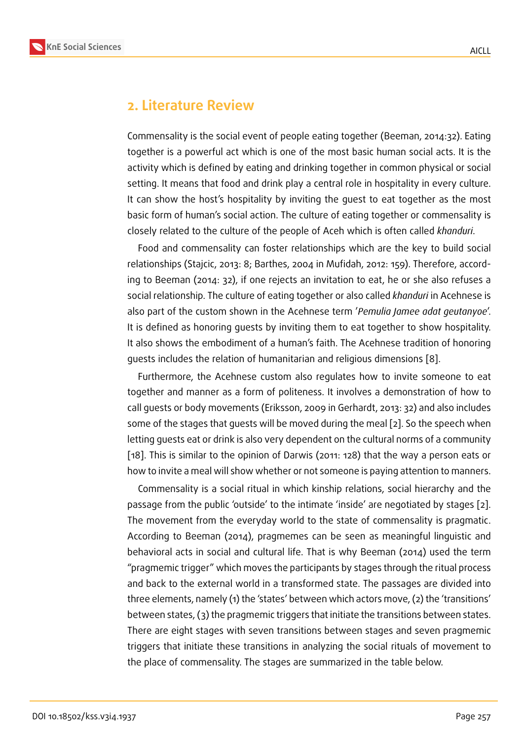## 2. Literature Review

Commensality is the social event of people eating together (Beeman, 2014:32). Eating together is a powerful act which is one of the most basic human social acts. It is the activity which is defined by eating and drinking together in common physical or social setting. It means that food and drink play a central role in hospitality in every culture. It can show the host's hospitality by inviting the guest to eat together as the most basic form of human's social action. The culture of eating together or commensality is closely related to the culture of the people of Aceh which is often called *khanduri*.

Food and commensality can foster relationships which are the key to build social relationships (Stajcic, 2013: 8; Barthes, 2004 in Mufidah, 2012: 159). Therefore, according to Beeman (2014: 32), if one rejects an invitation to eat, he or she also refuses a social relationship. The culture of eating together or also called *khanduri* in Acehnese is also part of the custom shown in the Acehnese term '*Pemulia Jamee adat geutanyoe*'. It is defined as honoring guests by inviting them to eat together to show hospitality. It also shows the embodiment of a human's faith. The Acehnese tradition of honoring guests includes the relation of humanitarian and religious dimensions [8].

Furthermore, the Acehnese custom also regulates how to invite someone to eat together and manner as a form of politeness. It involves a demonstration of how to call guests or body movements (Eriksson, 2009 in Gerhardt, 2013: 32) and also includes some of the stages that guests will be moved during the meal [2]. So the speech when letting guests eat or drink is also very dependent on the cultural norms of a community [18]. This is similar to the opinion of Darwis (2011: 128) that the way a person eats or how to invite a meal will show whether or not someone is paying attention to manners.

Commensality is a social ritual in which kinship relations, social hierarchy and the passage from the public 'outside' to the intimate 'inside' are negotiated by stages [2]. The movement from the everyday world to the state of commensality is pragmatic. According to Beeman (2014), pragmemes can be seen as meaningful linguistic and behavioral acts in social and cultural life. That is why Beeman (2014) used the term "pragmemic trigger" which moves the participants by stages through the ritual process and back to the external world in a transformed state. The passages are divided into three elements, namely (1) the 'states' between which actors move, (2) the 'transitions' between states, (3) the pragmemic triggers that initiate the transitions between states. There are eight stages with seven transitions between stages and seven pragmemic triggers that initiate these transitions in analyzing the social rituals of movement to the place of commensality. The stages are summarized in the table below.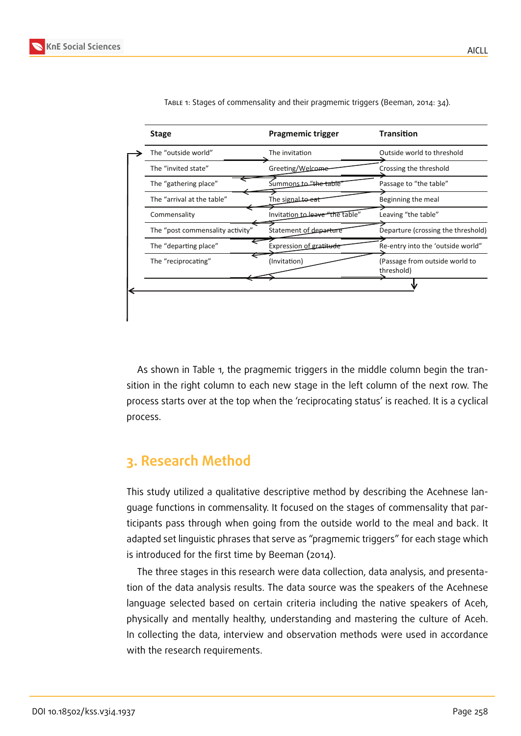Table 1: Stages of commensality and their pragmemic triggers (Beeman, 2014: 34).

| Stage | Pragmemic trigger | Transition |
|---|---|---|
| The "outside world" | The invitation | Outside world to threshold |
| The "invited state" | Greeting/Welcome | Crossing the threshold |
| The "gathering place" | Summons to "the table" | Passage to "the table" |
| The "arrival at the table" | The signal to eat | Beginning the meal |
| Commensality | Invitation to leave "the table" | Leaving "the table" |
| The "post commensality activity" | Statement of departure | Departure (crossing the threshold) |
| The "departing place" | Expression of gratitude | Re-entry into the 'outside world" |
| The "reciprocating" | (Invitation) | (Passage from outside world to threshold) |

As shown in Table 1, the pragmemic triggers in the middle column begin the transition in the right column to each new stage in the left column of the next row. The process starts over at the top when the 'reciprocating status' is reached. It is a cyclical process.

## 3. Research Method

This study utilized a qualitative descriptive method by describing the Acehnese language functions in commensality. It focused on the stages of commensality that participants pass through when going from the outside world to the meal and back. It adapted set linguistic phrases that serve as "pragmemic triggers" for each stage which is introduced for the first time by Beeman (2014).

The three stages in this research were data collection, data analysis, and presentation of the data analysis results. The data source was the speakers of the Acehnese language selected based on certain criteria including the native speakers of Aceh, physically and mentally healthy, understanding and mastering the culture of Aceh. In collecting the data, interview and observation methods were used in accordance with the research requirements.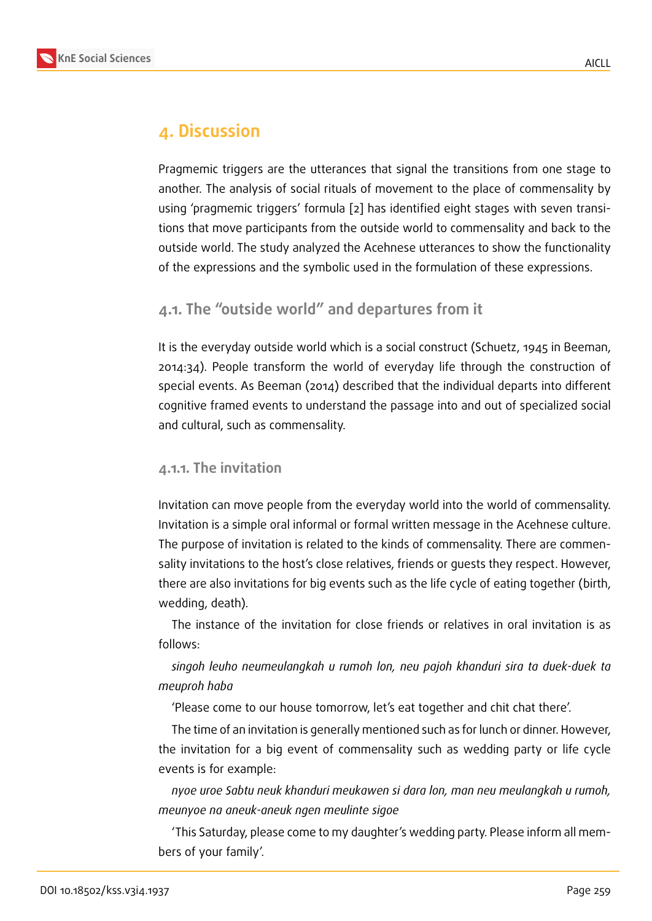# 4. Discussion

Pragmemic triggers are the utterances that signal the transitions from one stage to another. The analysis of social rituals of movement to the place of commensality by using 'pragmemic triggers' formula [2] has identified eight stages with seven transitions that move participants from the outside world to commensality and back to the outside world. The study analyzed the Acehnese utterances to show the functionality of the expressions and the symbolic used in the formulation of these expressions.

## 4.1. The "outside world" and departures from it

It is the everyday outside world which is a social construct (Schuetz, 1945 in Beeman, 2014:34). People transform the world of everyday life through the construction of special events. As Beeman (2014) described that the individual departs into different cognitive framed events to understand the passage into and out of specialized social and cultural, such as commensality.

### 4.1.1. The invitation

Invitation can move people from the everyday world into the world of commensality. Invitation is a simple oral informal or formal written message in the Acehnese culture. The purpose of invitation is related to the kinds of commensality. There are commensality invitations to the host's close relatives, friends or guests they respect. However, there are also invitations for big events such as the life cycle of eating together (birth, wedding, death).

The instance of the invitation for close friends or relatives in oral invitation is as follows:

*singoh leuho neumeulangkah u rumoh lon, neu pajoh khanduri sira ta duek-duek ta meuproh haba*

'Please come to our house tomorrow, let's eat together and chit chat there'.

The time of an invitation is generally mentioned such as for lunch or dinner. However, the invitation for a big event of commensality such as wedding party or life cycle events is for example:

*nyoe uroe Sabtu neuk khanduri meukawen si dara lon, man neu meulangkah u rumoh, meunyoe na aneuk-aneuk ngen meulinte sigoe*

'This Saturday, please come to my daughter's wedding party. Please inform all members of your family'.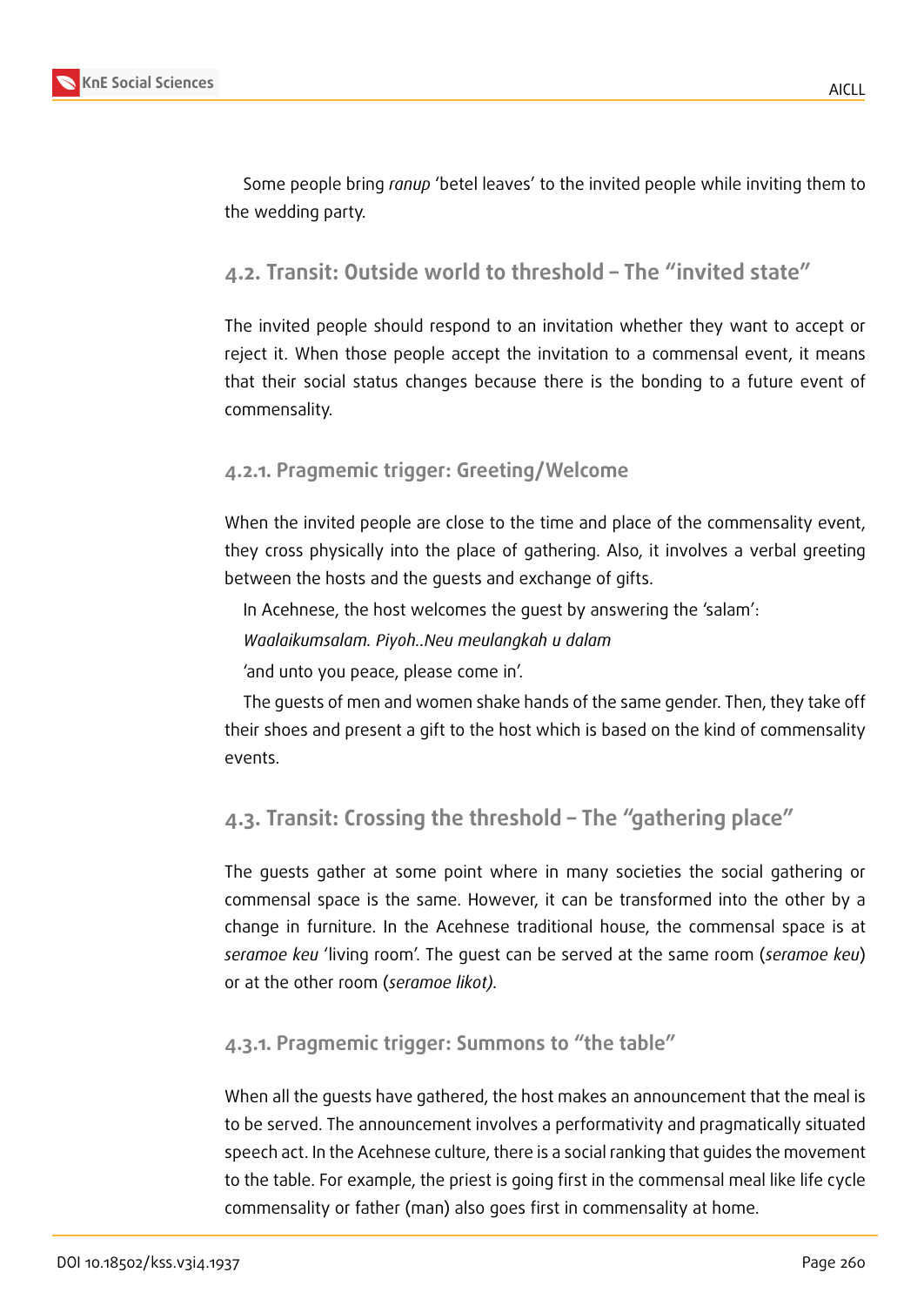Some people bring *ranup* 'betel leaves' to the invited people while inviting them to the wedding party.

## 4.2. Transit: Outside world to threshold – The "invited state"

The invited people should respond to an invitation whether they want to accept or reject it. When those people accept the invitation to a commensal event, it means that their social status changes because there is the bonding to a future event of commensality.

### 4.2.1. Pragmemic trigger: Greeting/Welcome

When the invited people are close to the time and place of the commensality event, they cross physically into the place of gathering. Also, it involves a verbal greeting between the hosts and the guests and exchange of gifts.

In Acehnese, the host welcomes the guest by answering the 'salam':

*Waalaikumsalam. Piyoh..Neu meulangkah u dalam*

'and unto you peace, please come in'.

The guests of men and women shake hands of the same gender. Then, they take off their shoes and present a gift to the host which is based on the kind of commensality events.

## 4.3. Transit: Crossing the threshold – The "gathering place"

The guests gather at some point where in many societies the social gathering or commensal space is the same. However, it can be transformed into the other by a change in furniture. In the Acehnese traditional house, the commensal space is at *seramoe keu* 'living room'. The guest can be served at the same room (*seramoe keu*) or at the other room (*seramoe likot).*

### 4.3.1. Pragmemic trigger: Summons to "the table"

When all the guests have gathered, the host makes an announcement that the meal is to be served. The announcement involves a performativity and pragmatically situated speech act. In the Acehnese culture, there is a social ranking that guides the movement to the table. For example, the priest is going first in the commensal meal like life cycle commensality or father (man) also goes first in commensality at home.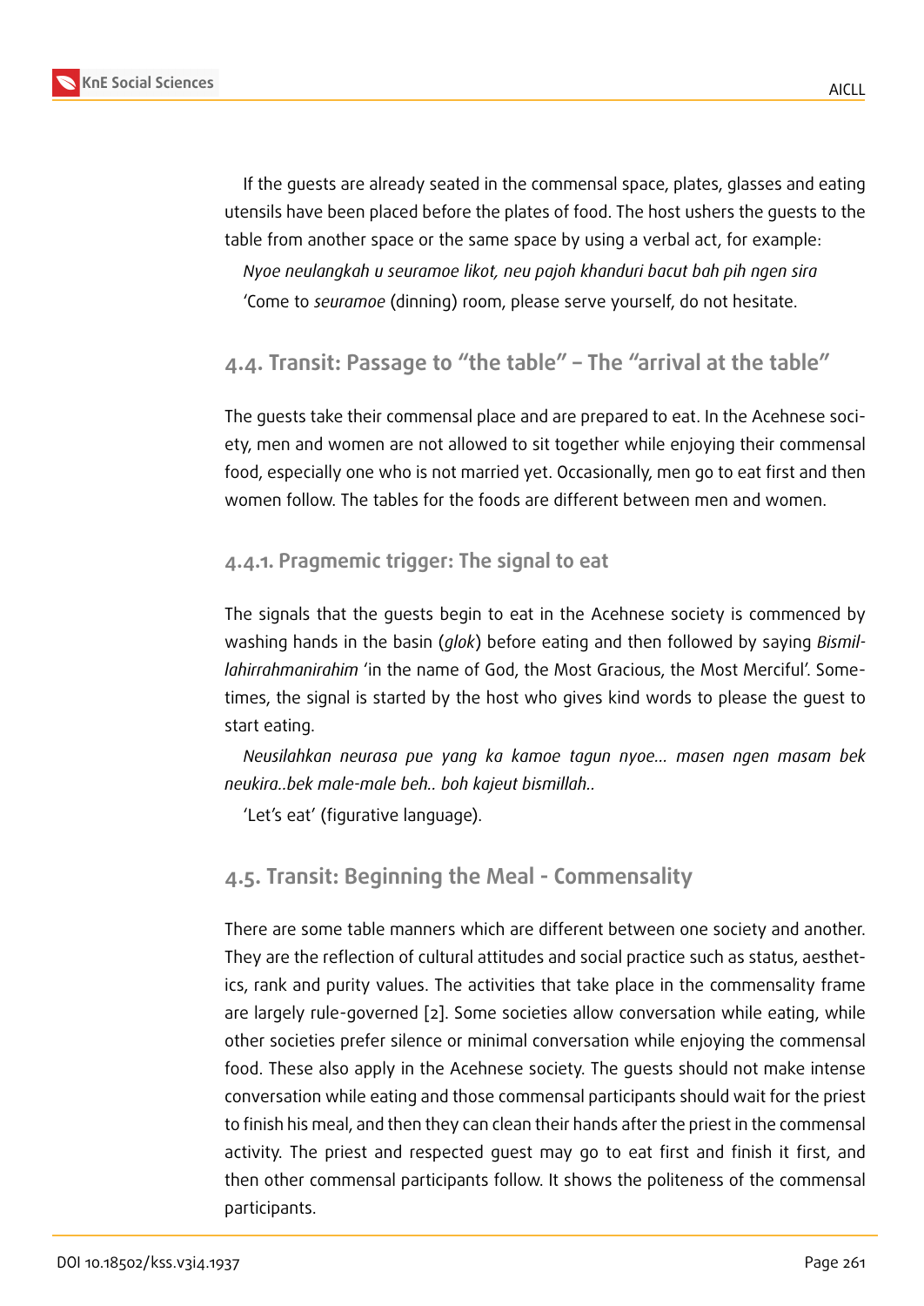If the guests are already seated in the commensal space, plates, glasses and eating utensils have been placed before the plates of food. The host ushers the guests to the table from another space or the same space by using a verbal act, for example:

*Nyoe neulangkah u seuramoe likot, neu pajoh khanduri bacut bah pih ngen sira*

'Come to *seuramoe* (dinning) room, please serve yourself, do not hesitate.

## 4.4. Transit: Passage to "the table" – The "arrival at the table"

The guests take their commensal place and are prepared to eat. In the Acehnese society, men and women are not allowed to sit together while enjoying their commensal food, especially one who is not married yet. Occasionally, men go to eat first and then women follow. The tables for the foods are different between men and women.

### 4.4.1. Pragmemic trigger: The signal to eat

The signals that the guests begin to eat in the Acehnese society is commenced by washing hands in the basin (*glok*) before eating and then followed by saying *Bismillahirrahmanirahim* 'in the name of God, the Most Gracious, the Most Merciful'. Sometimes, the signal is started by the host who gives kind words to please the guest to start eating.

*Neusilahkan neurasa pue yang ka kamoe tagun nyoe... masen ngen masam bek neukira..bek male-male beh.. boh kajeut bismillah..*

'Let's eat' (figurative language).

## 4.5. Transit: Beginning the Meal - Commensality

There are some table manners which are different between one society and another. They are the reflection of cultural attitudes and social practice such as status, aesthetics, rank and purity values. The activities that take place in the commensality frame are largely rule-governed [2]. Some societies allow conversation while eating, while other societies prefer silence or minimal conversation while enjoying the commensal food. These also apply in the Acehnese society. The guests should not make intense conversation while eating and those commensal participants should wait for the priest to finish his meal, and then they can clean their hands after the priest in the commensal activity. The priest and respected guest may go to eat first and finish it first, and then other commensal participants follow. It shows the politeness of the commensal participants.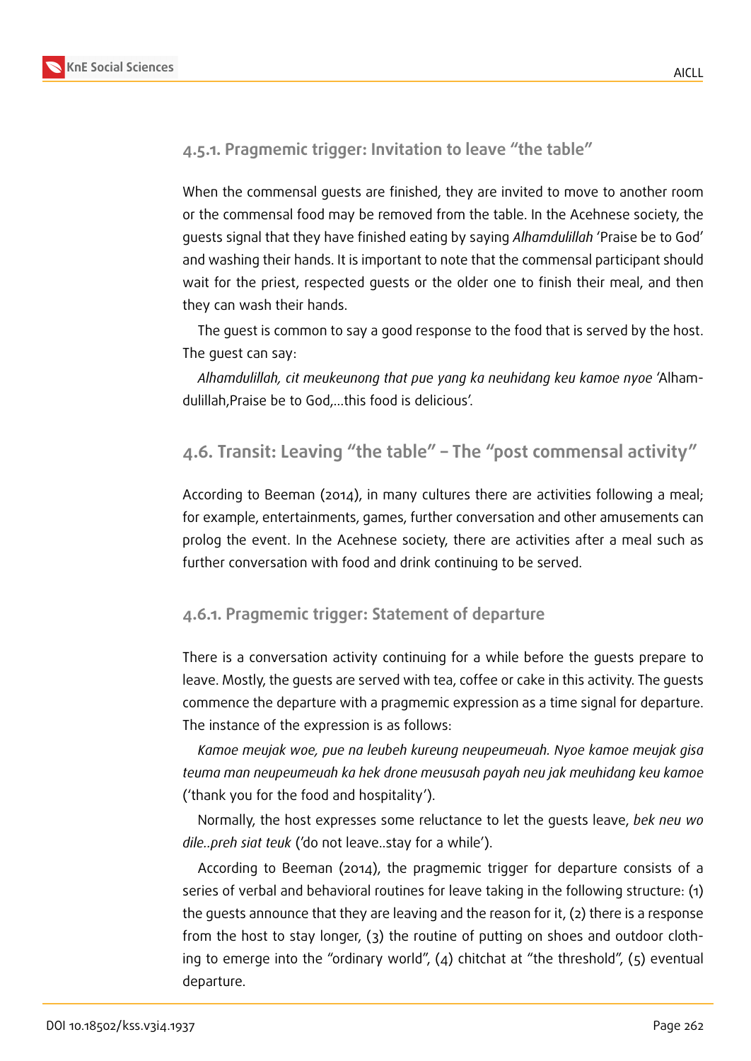#### 4.5.1. Pragmemic trigger: Invitation to leave "the table"

When the commensal guests are finished, they are invited to move to another room or the commensal food may be removed from the table. In the Acehnese society, the guests signal that they have finished eating by saying *Alhamdulillah* 'Praise be to God' and washing their hands. It is important to note that the commensal participant should wait for the priest, respected guests or the older one to finish their meal, and then they can wash their hands.

The guest is common to say a good response to the food that is served by the host. The guest can say:

*Alhamdulillah, cit meukeunong that pue yang ka neuhidang keu kamoe nyoe* 'Alhamdulillah,Praise be to God,...this food is delicious'.

### 4.6. Transit: Leaving "the table" – The "post commensal activity"

According to Beeman (2014), in many cultures there are activities following a meal; for example, entertainments, games, further conversation and other amusements can prolog the event. In the Acehnese society, there are activities after a meal such as further conversation with food and drink continuing to be served.

#### 4.6.1. Pragmemic trigger: Statement of departure

There is a conversation activity continuing for a while before the guests prepare to leave. Mostly, the guests are served with tea, coffee or cake in this activity. The guests commence the departure with a pragmemic expression as a time signal for departure. The instance of the expression is as follows:

*Kamoe meujak woe, pue na leubeh kureung neupeumeuah. Nyoe kamoe meujak gisa teuma man neupeumeuah ka hek drone meususah payah neu jak meuhidang keu kamoe* ('thank you for the food and hospitality').

Normally, the host expresses some reluctance to let the guests leave, *bek neu wo dile..preh siat teuk* ('do not leave..stay for a while').

According to Beeman (2014), the pragmemic trigger for departure consists of a series of verbal and behavioral routines for leave taking in the following structure: (1) the guests announce that they are leaving and the reason for it, (2) there is a response from the host to stay longer, (3) the routine of putting on shoes and outdoor clothing to emerge into the "ordinary world", (4) chitchat at "the threshold", (5) eventual departure.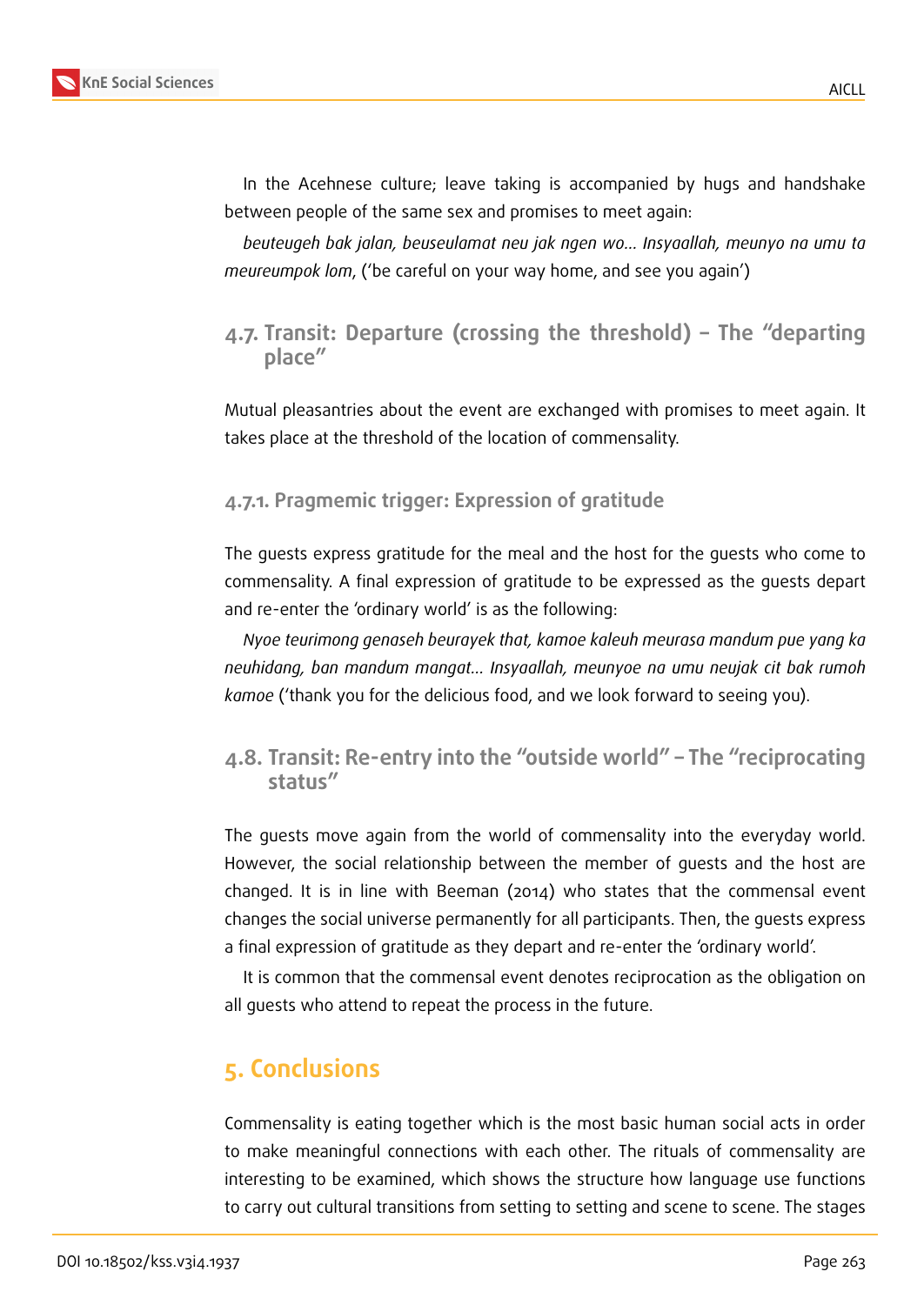In the Acehnese culture; leave taking is accompanied by hugs and handshake between people of the same sex and promises to meet again:

*beuteugeh bak jalan, beuseulamat neu jak ngen wo... Insyaallah, meunyo na umu ta meureumpok lom*, ('be careful on your way home, and see you again')

### 4.7. Transit: Departure (crossing the threshold) – The "departing place"

Mutual pleasantries about the event are exchanged with promises to meet again. It takes place at the threshold of the location of commensality.

#### 4.7.1. Pragmemic trigger: Expression of gratitude

The guests express gratitude for the meal and the host for the guests who come to commensality. A final expression of gratitude to be expressed as the guests depart and re-enter the 'ordinary world' is as the following:

*Nyoe teurimong genaseh beurayek that, kamoe kaleuh meurasa mandum pue yang ka neuhidang, ban mandum mangat... Insyaallah, meunyoe na umu neujak cit bak rumoh kamoe* ('thank you for the delicious food, and we look forward to seeing you).

### 4.8. Transit: Re-entry into the "outside world" – The "reciprocating status"

The guests move again from the world of commensality into the everyday world. However, the social relationship between the member of guests and the host are changed. It is in line with Beeman (2014) who states that the commensal event changes the social universe permanently for all participants. Then, the guests express a final expression of gratitude as they depart and re-enter the 'ordinary world'.

It is common that the commensal event denotes reciprocation as the obligation on all guests who attend to repeat the process in the future.

## 5. Conclusions

Commensality is eating together which is the most basic human social acts in order to make meaningful connections with each other. The rituals of commensality are interesting to be examined, which shows the structure how language use functions to carry out cultural transitions from setting to setting and scene to scene. The stages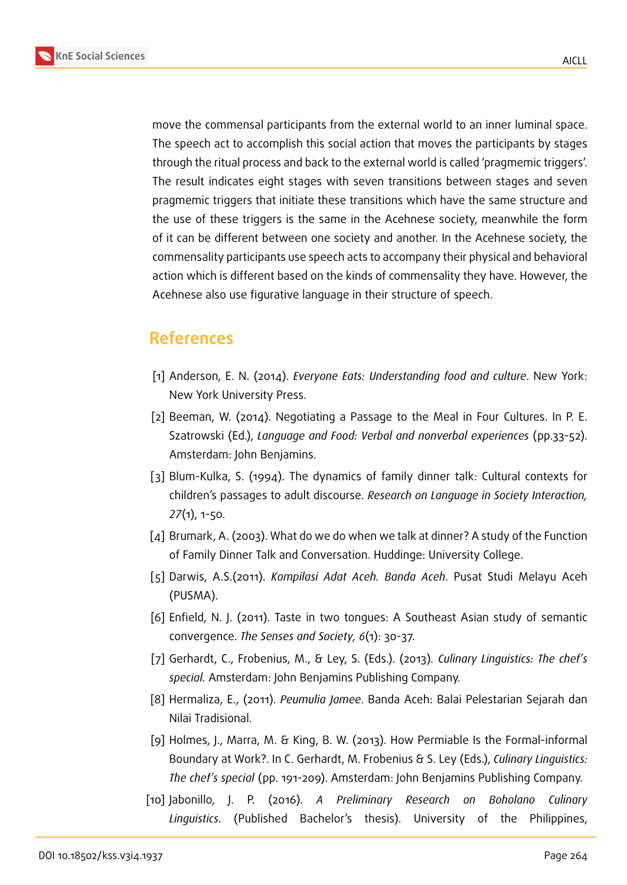move the commensal participants from the external world to an inner luminal space. The speech act to accomplish this social action that moves the participants by stages through the ritual process and back to the external world is called 'pragmemic triggers'. The result indicates eight stages with seven transitions between stages and seven pragmemic triggers that initiate these transitions which have the same structure and the use of these triggers is the same in the Acehnese society, meanwhile the form of it can be different between one society and another. In the Acehnese society, the commensality participants use speech acts to accompany their physical and behavioral action which is different based on the kinds of commensality they have. However, the Acehnese also use figurative language in their structure of speech.

## References

[1] Anderson, E. N. (2014). *Everyone Eats: Understanding food and culture*. New York: New York University Press.

[2] Beeman, W. (2014). Negotiating a Passage to the Meal in Four Cultures. In P. E. Szatrowski (Ed.), *Language and Food: Verbal and nonverbal experiences* (pp.33-52). Amsterdam: John Benjamins.

[3] Blum-Kulka, S. (1994). The dynamics of family dinner talk: Cultural contexts for children's passages to adult discourse. *Research on Language in Society Interaction, 27*(1), 1-50.

[4] Brumark, A. (2003). What do we do when we talk at dinner? A study of the Function of Family Dinner Talk and Conversation. Huddinge: University College.

[5] Darwis, A.S.(2011). *Kompilasi Adat Aceh. Banda Aceh*. Pusat Studi Melayu Aceh (PUSMA).

[6] Enfield, N. J. (2011). Taste in two tongues: A Southeast Asian study of semantic convergence. *The Senses and Society, 6*(1): 30-37.

[7] Gerhardt, C., Frobenius, M., & Ley, S. (Eds.). (2013). *Culinary Linguistics: The chef's special*. Amsterdam: John Benjamins Publishing Company.

[8] Hermaliza, E., (2011). *Peumulia Jamee*. Banda Aceh: Balai Pelestarian Sejarah dan Nilai Tradisional.

[9] Holmes, J., Marra, M. & King, B. W. (2013). How Permiable Is the Formal-informal Boundary at Work?. In C. Gerhardt, M. Frobenius & S. Ley (Eds.), *Culinary Linguistics: The chef's special* (pp. 191-209). Amsterdam: John Benjamins Publishing Company.

[10] Jabonillo, J. P. (2016). *A Preliminary Research on Boholano Culinary Linguistics*. (Published Bachelor's thesis). University of the Philippines,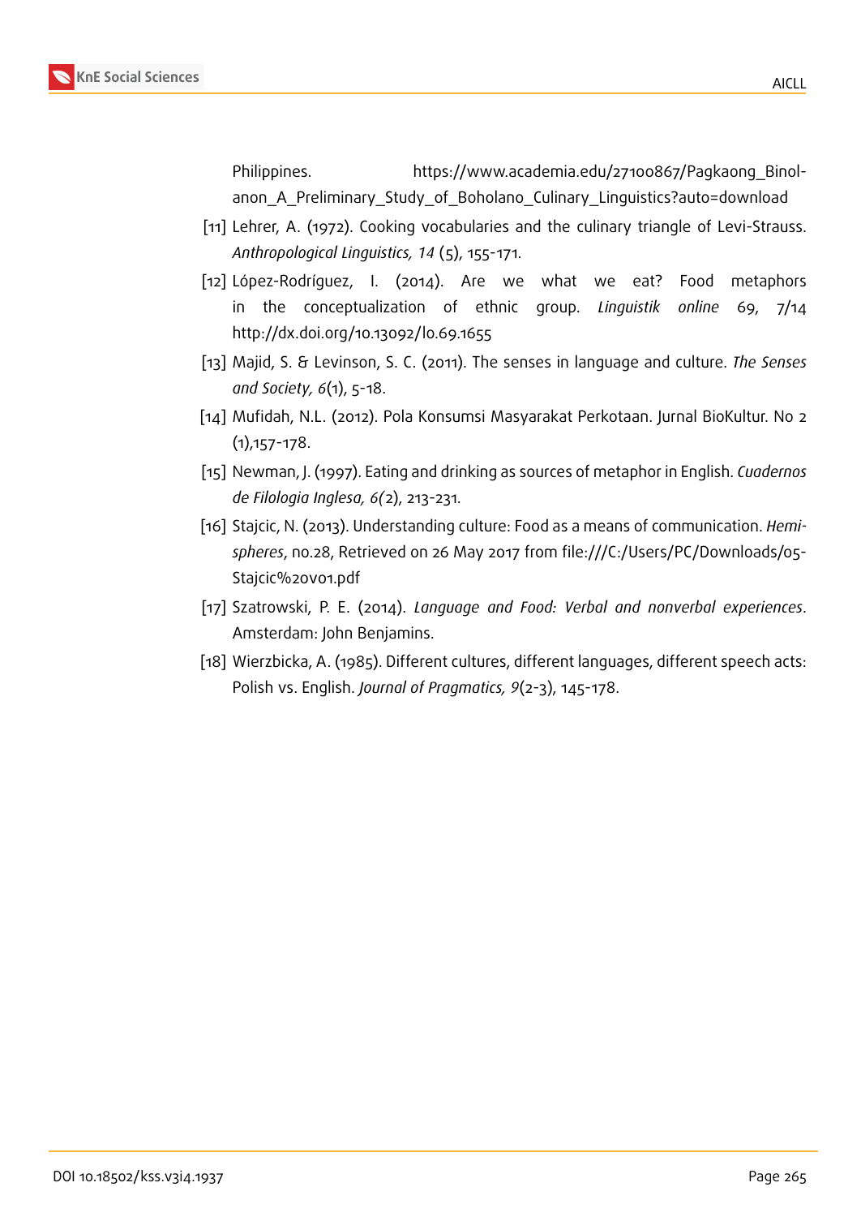Philippines. https://www.academia.edu/27100867/Pagkaong_Binol-anon_A_Preliminary_Study_of_Boholano_Culinary_Linguistics?auto=download

[11] Lehrer, A. (1972). Cooking vocabularies and the culinary triangle of Levi-Strauss. *Anthropological Linguistics, 14* (5), 155-171.

[12] López-Rodríguez, I. (2014). Are we what we eat? Food metaphors in the conceptualization of ethnic group. *Linguistik online* 69, 7/14 http://dx.doi.org/10.13092/lo.69.1655

[13] Majid, S. & Levinson, S. C. (2011). The senses in language and culture. *The Senses and Society, 6*(1), 5-18.

[14] Mufidah, N.L. (2012). Pola Konsumsi Masyarakat Perkotaan. Jurnal BioKultur. No 2 (1),157-178.

[15] Newman, J. (1997). Eating and drinking as sources of metaphor in English. *Cuadernos de Filologia Inglesa, 6(*2), 213-231.

[16] Stajcic, N. (2013). Understanding culture: Food as a means of communication. *Hemispheres*, no.28, Retrieved on 26 May 2017 from file:///C:/Users/PC/Downloads/05-Stajcic%20v01.pdf

[17] Szatrowski, P. E. (2014). *Language and Food: Verbal and nonverbal experiences*. Amsterdam: John Benjamins.

[18] Wierzbicka, A. (1985). Different cultures, different languages, different speech acts: Polish vs. English. *Journal of Pragmatics, 9*(2-3), 145-178.